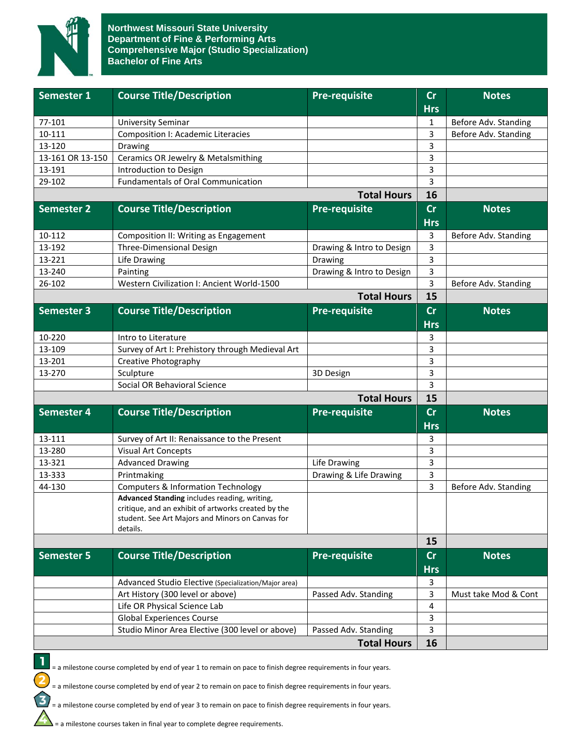# Northwest Missouri State University
## Department of Fine & Performing Arts
## Comprehensive Major (Studio Specialization)
## Bachelor of Fine Arts

| Semester 1 | Course Title/Description | Pre-requisite | Cr Hrs | Notes |
|---|---|---|---|---|
| 77-101 | University Seminar | | 1 | Before Adv. Standing |
| 10-111 | Composition I: Academic Literacies | | 3 | Before Adv. Standing |
| 13-120 | Drawing | | 3 | |
| 13-161 OR 13-150 | Ceramics OR Jewelry & Metalsmithing | | 3 | |
| 13-191 | Introduction to Design | | 3 | |
| 29-102 | Fundamentals of Oral Communication | | 3 | |
| | | **Total Hours** | **16** | |

| Semester 2 | Course Title/Description | Pre-requisite | Cr Hrs | Notes |
|---|---|---|---|---|
| 10-112 | Composition II: Writing as Engagement | | 3 | Before Adv. Standing |
| 13-192 | Three-Dimensional Design | Drawing & Intro to Design | 3 | |
| 13-221 | Life Drawing | Drawing | 3 | |
| 13-240 | Painting | Drawing & Intro to Design | 3 | |
| 26-102 | Western Civilization I: Ancient World-1500 | | 3 | Before Adv. Standing |
| | | **Total Hours** | **15** | |

| Semester 3 | Course Title/Description | Pre-requisite | Cr Hrs | Notes |
|---|---|---|---|---|
| 10-220 | Intro to Literature | | 3 | |
| 13-109 | Survey of Art I: Prehistory through Medieval Art | | 3 | |
| 13-201 | Creative Photography | | 3 | |
| 13-270 | Sculpture | 3D Design | 3 | |
| | Social OR Behavioral Science | | 3 | |
| | | **Total Hours** | **15** | |

| Semester 4 | Course Title/Description | Pre-requisite | Cr Hrs | Notes |
|---|---|---|---|---|
| 13-111 | Survey of Art II: Renaissance to the Present | | 3 | |
| 13-280 | Visual Art Concepts | | 3 | |
| 13-321 | Advanced Drawing | Life Drawing | 3 | |
| 13-333 | Printmaking | Drawing & Life Drawing | 3 | |
| 44-130 | Computers & Information Technology | | 3 | Before Adv. Standing |
| | **Advanced Standing** includes reading, writing, critique, and an exhibit of artworks created by the student. See Art Majors and Minors on Canvas for details. | | | |
| | | | **15** | |

| Semester 5 | Course Title/Description | Pre-requisite | Cr Hrs | Notes |
|---|---|---|---|---|
| | Advanced Studio Elective (Specialization/Major area) | | 3 | |
| | Art History (300 level or above) | Passed Adv. Standing | 3 | Must take Mod & Cont |
| | Life OR Physical Science Lab | | 4 | |
| | Global Experiences Course | | 3 | |
| | Studio Minor Area Elective (300 level or above) | Passed Adv. Standing | 3 | |
| | | **Total Hours** | **16** | |

1 = a milestone course completed by end of year 1 to remain on pace to finish degree requirements in four years.

2 = a milestone course completed by end of year 2 to remain on pace to finish degree requirements in four years.

3 = a milestone course completed by end of year 3 to remain on pace to finish degree requirements in four years.

4 = a milestone courses taken in final year to complete degree requirements.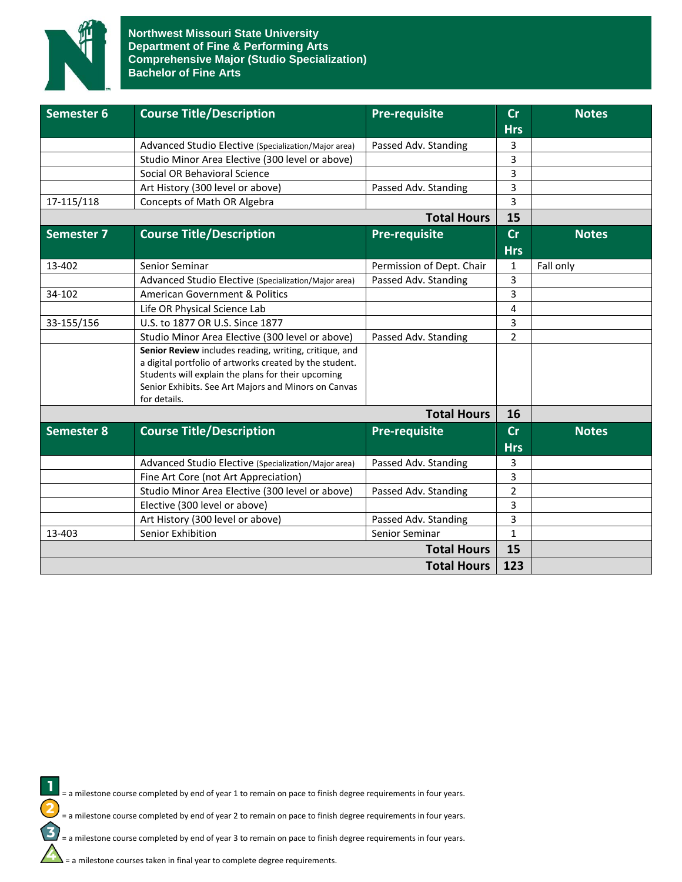**Northwest Missouri State University**
**Department of Fine & Performing Arts**
**Comprehensive Major (Studio Specialization)**
**Bachelor of Fine Arts**

| Semester 6 | Course Title/Description | Pre-requisite | Cr Hrs | Notes |
|---|---|---|---|---|
| | Advanced Studio Elective (Specialization/Major area) | Passed Adv. Standing | 3 | |
| | Studio Minor Area Elective (300 level or above) | | 3 | |
| | Social OR Behavioral Science | | 3 | |
| | Art History (300 level or above) | Passed Adv. Standing | 3 | |
| 17-115/118 | Concepts of Math OR Algebra | | 3 | |
| | | **Total Hours** | **15** | |

| Semester 7 | Course Title/Description | Pre-requisite | Cr Hrs | Notes |
|---|---|---|---|---|
| 13-402 | Senior Seminar | Permission of Dept. Chair | 1 | Fall only |
| | Advanced Studio Elective (Specialization/Major area) | Passed Adv. Standing | 3 | |
| 34-102 | American Government & Politics | | 3 | |
| | Life OR Physical Science Lab | | 4 | |
| 33-155/156 | U.S. to 1877 OR U.S. Since 1877 | | 3 | |
| | Studio Minor Area Elective (300 level or above) | Passed Adv. Standing | 2 | |
| | **Senior Review** includes reading, writing, critique, and a digital portfolio of artworks created by the student. Students will explain the plans for their upcoming Senior Exhibits. See Art Majors and Minors on Canvas for details. | | | |
| | | **Total Hours** | **16** | |

| Semester 8 | Course Title/Description | Pre-requisite | Cr Hrs | Notes |
|---|---|---|---|---|
| | Advanced Studio Elective (Specialization/Major area) | Passed Adv. Standing | 3 | |
| | Fine Art Core (not Art Appreciation) | | 3 | |
| | Studio Minor Area Elective (300 level or above) | Passed Adv. Standing | 2 | |
| | Elective (300 level or above) | | 3 | |
| | Art History (300 level or above) | Passed Adv. Standing | 3 | |
| 13-403 | Senior Exhibition | Senior Seminar | 1 | |
| | | **Total Hours** | **15** | |
| | | **Total Hours** | **123** | |

1 = a milestone course completed by end of year 1 to remain on pace to finish degree requirements in four years.

2 = a milestone course completed by end of year 2 to remain on pace to finish degree requirements in four years.

3 = a milestone course completed by end of year 3 to remain on pace to finish degree requirements in four years.

4 = a milestone courses taken in final year to complete degree requirements.